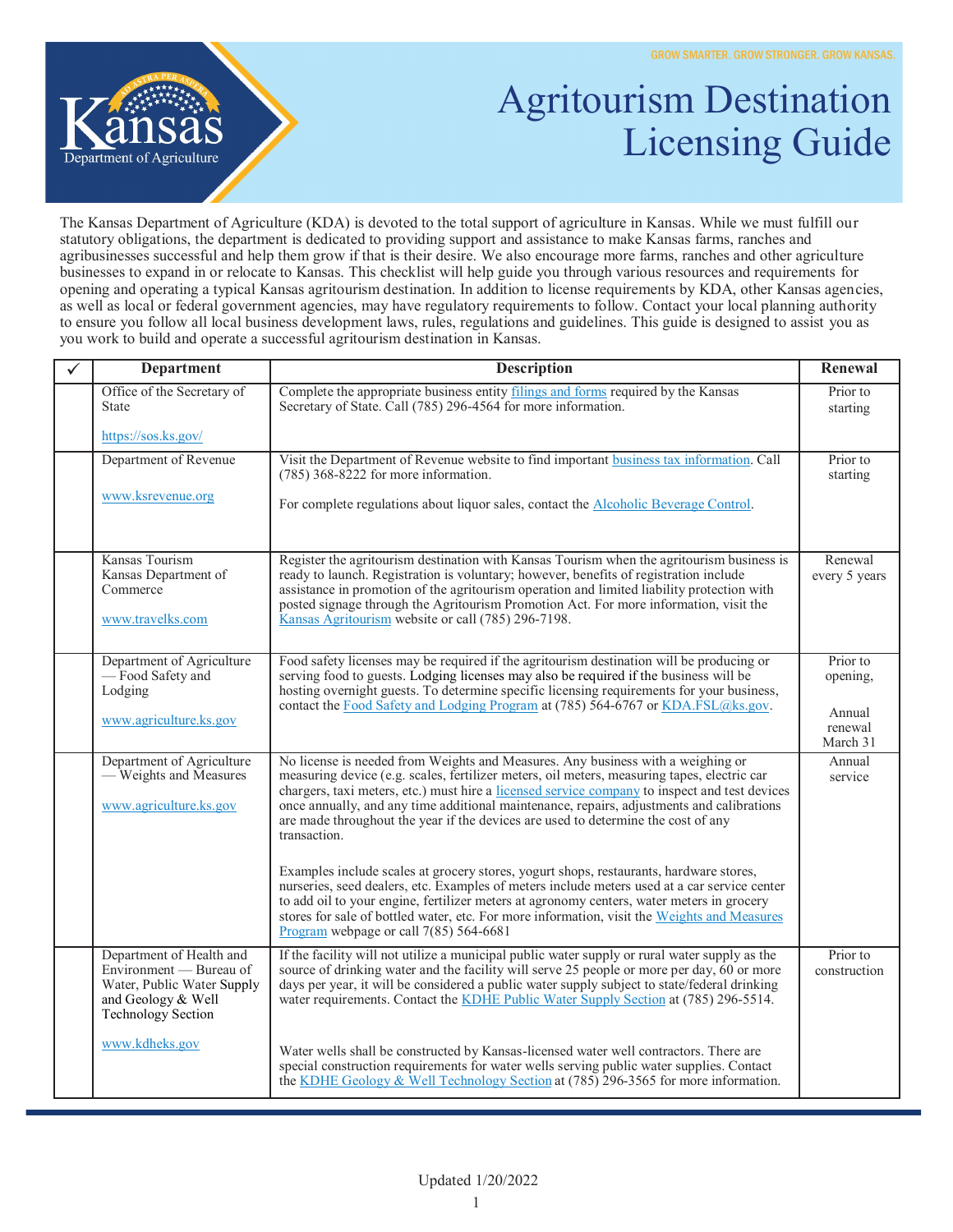GROW SMARTER. GROW STRONGER. GROW KANSAS.

Kansas Department of Agriculture

# Agritourism Destination Licensing Guide

The Kansas Department of Agriculture (KDA) is devoted to the total support of agriculture in Kansas. While we must fulfill our statutory obligations, the department is dedicated to providing support and assistance to make Kansas farms, ranches and agribusinesses successful and help them grow if that is their desire. We also encourage more farms, ranches and other agriculture businesses to expand in or relocate to Kansas. This checklist will help guide you through various resources and requirements for opening and operating a typical Kansas agritourism destination. In addition to license requirements by KDA, other Kansas agencies, as well as local or federal government agencies, may have regulatory requirements to follow. Contact your local planning authority to ensure you follow all local business development laws, rules, regulations and guidelines. This guide is designed to assist you as you work to build and operate a successful agritourism destination in Kansas.

| ✓ | Department | Description | Renewal |
|---|---|---|---|
| | Office of the Secretary of State<br><br>https://sos.ks.gov/ | Complete the appropriate business entity filings and forms required by the Kansas Secretary of State. Call (785) 296-4564 for more information. | Prior to starting |
| | Department of Revenue<br><br>www.ksrevenue.org | Visit the Department of Revenue website to find important business tax information. Call (785) 368-8222 for more information.<br><br>For complete regulations about liquor sales, contact the Alcoholic Beverage Control. | Prior to starting |
| | Kansas Tourism<br>Kansas Department of Commerce<br><br>www.travelks.com | Register the agritourism destination with Kansas Tourism when the agritourism business is ready to launch. Registration is voluntary; however, benefits of registration include assistance in promotion of the agritourism operation and limited liability protection with posted signage through the Agritourism Promotion Act. For more information, visit the Kansas Agritourism website or call (785) 296-7198. | Renewal every 5 years |
| | Department of Agriculture — Food Safety and Lodging<br><br>www.agriculture.ks.gov | Food safety licenses may be required if the agritourism destination will be producing or serving food to guests. Lodging licenses may also be required if the business will be hosting overnight guests. To determine specific licensing requirements for your business, contact the Food Safety and Lodging Program at (785) 564-6767 or KDA.FSL@ks.gov. | Prior to opening,<br><br>Annual renewal March 31 |
| | Department of Agriculture — Weights and Measures<br><br>www.agriculture.ks.gov | No license is needed from Weights and Measures. Any business with a weighing or measuring device (e.g. scales, fertilizer meters, oil meters, measuring tapes, electric car chargers, taxi meters, etc.) must hire a licensed service company to inspect and test devices once annually, and any time additional maintenance, repairs, adjustments and calibrations are made throughout the year if the devices are used to determine the cost of any transaction.<br><br>Examples include scales at grocery stores, yogurt shops, restaurants, hardware stores, nurseries, seed dealers, etc. Examples of meters include meters used at a car service center to add oil to your engine, fertilizer meters at agronomy centers, water meters in grocery stores for sale of bottled water, etc. For more information, visit the Weights and Measures Program webpage or call 7(85) 564-6681 | Annual service |
| | Department of Health and Environment — Bureau of Water, Public Water Supply and Geology & Well Technology Section<br><br>www.kdheks.gov | If the facility will not utilize a municipal public water supply or rural water supply as the source of drinking water and the facility will serve 25 people or more per day, 60 or more days per year, it will be considered a public water supply subject to state/federal drinking water requirements. Contact the KDHE Public Water Supply Section at (785) 296-5514.<br><br>Water wells shall be constructed by Kansas-licensed water well contractors. There are special construction requirements for water wells serving public water supplies. Contact the KDHE Geology & Well Technology Section at (785) 296-3565 for more information. | Prior to construction |

Updated 1/20/2022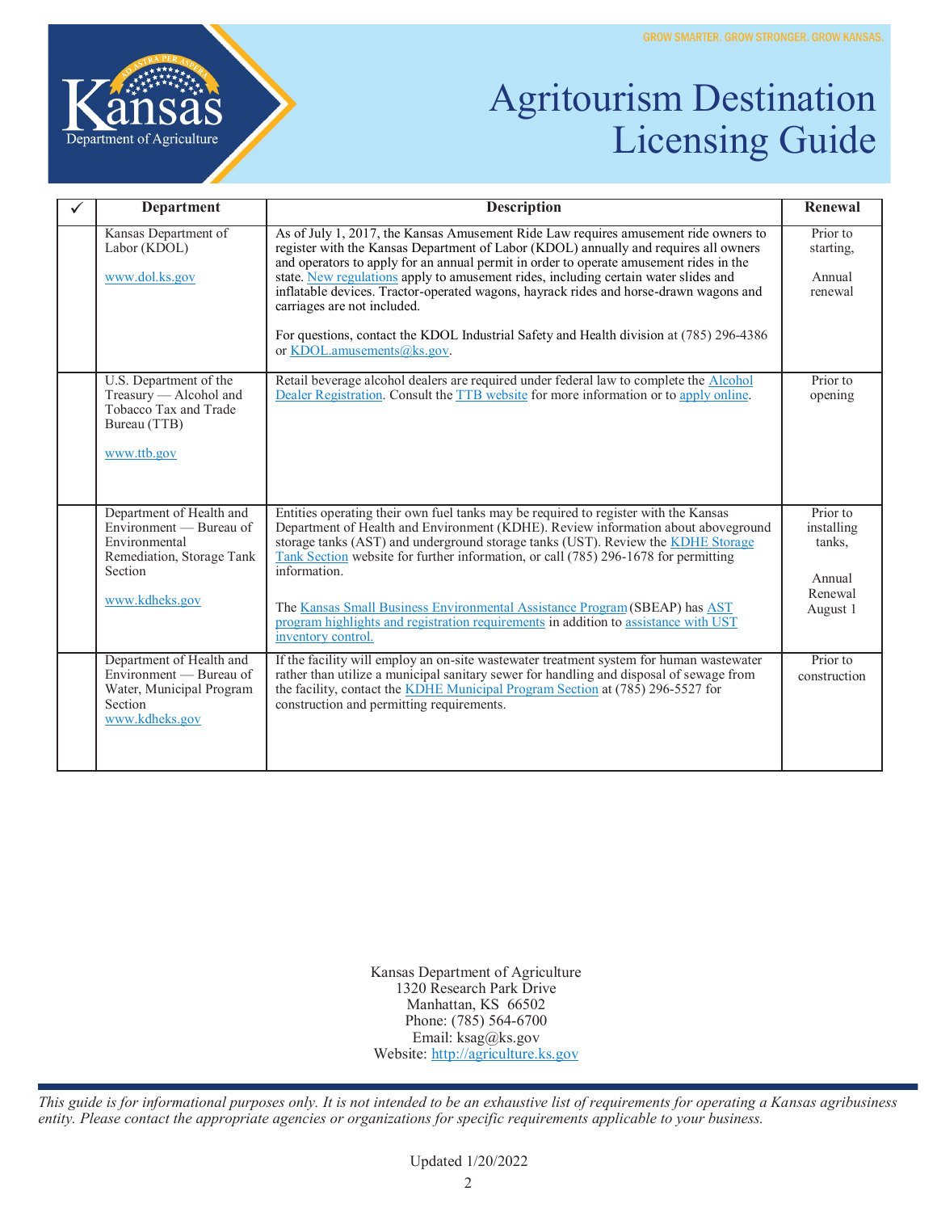GROW SMARTER. GROW STRONGER. GROW KANSAS.

# Agritourism Destination Licensing Guide

| ✓ | Department | Description | Renewal |
|---|---|---|---|
| | Kansas Department of Labor (KDOL)<br><br>www.dol.ks.gov | As of July 1, 2017, the Kansas Amusement Ride Law requires amusement ride owners to register with the Kansas Department of Labor (KDOL) annually and requires all owners and operators to apply for an annual permit in order to operate amusement rides in the state. New regulations apply to amusement rides, including certain water slides and inflatable devices. Tractor-operated wagons, hayrack rides and horse-drawn wagons and carriages are not included.<br><br>For questions, contact the KDOL Industrial Safety and Health division at (785) 296-4386 or KDOL.amusements@ks.gov. | Prior to starting,<br><br>Annual renewal |
| | U.S. Department of the Treasury — Alcohol and Tobacco Tax and Trade Bureau (TTB)<br><br>www.ttb.gov | Retail beverage alcohol dealers are required under federal law to complete the Alcohol Dealer Registration. Consult the TTB website for more information or to apply online. | Prior to opening |
| | Department of Health and Environment — Bureau of Environmental Remediation, Storage Tank Section<br><br>www.kdheks.gov | Entities operating their own fuel tanks may be required to register with the Kansas Department of Health and Environment (KDHE). Review information about aboveground storage tanks (AST) and underground storage tanks (UST). Review the KDHE Storage Tank Section website for further information, or call (785) 296-1678 for permitting information.<br><br>The Kansas Small Business Environmental Assistance Program (SBEAP) has AST program highlights and registration requirements in addition to assistance with UST inventory control. | Prior to installing tanks,<br><br>Annual Renewal August 1 |
| | Department of Health and Environment — Bureau of Water, Municipal Program Section<br>www.kdheks.gov | If the facility will employ an on-site wastewater treatment system for human wastewater rather than utilize a municipal sanitary sewer for handling and disposal of sewage from the facility, contact the KDHE Municipal Program Section at (785) 296-5527 for construction and permitting requirements. | Prior to construction |

Kansas Department of Agriculture
1320 Research Park Drive
Manhattan, KS 66502
Phone: (785) 564-6700
Email: ksag@ks.gov
Website: http://agriculture.ks.gov

*This guide is for informational purposes only. It is not intended to be an exhaustive list of requirements for operating a Kansas agribusiness entity. Please contact the appropriate agencies or organizations for specific requirements applicable to your business.*

Updated 1/20/2022